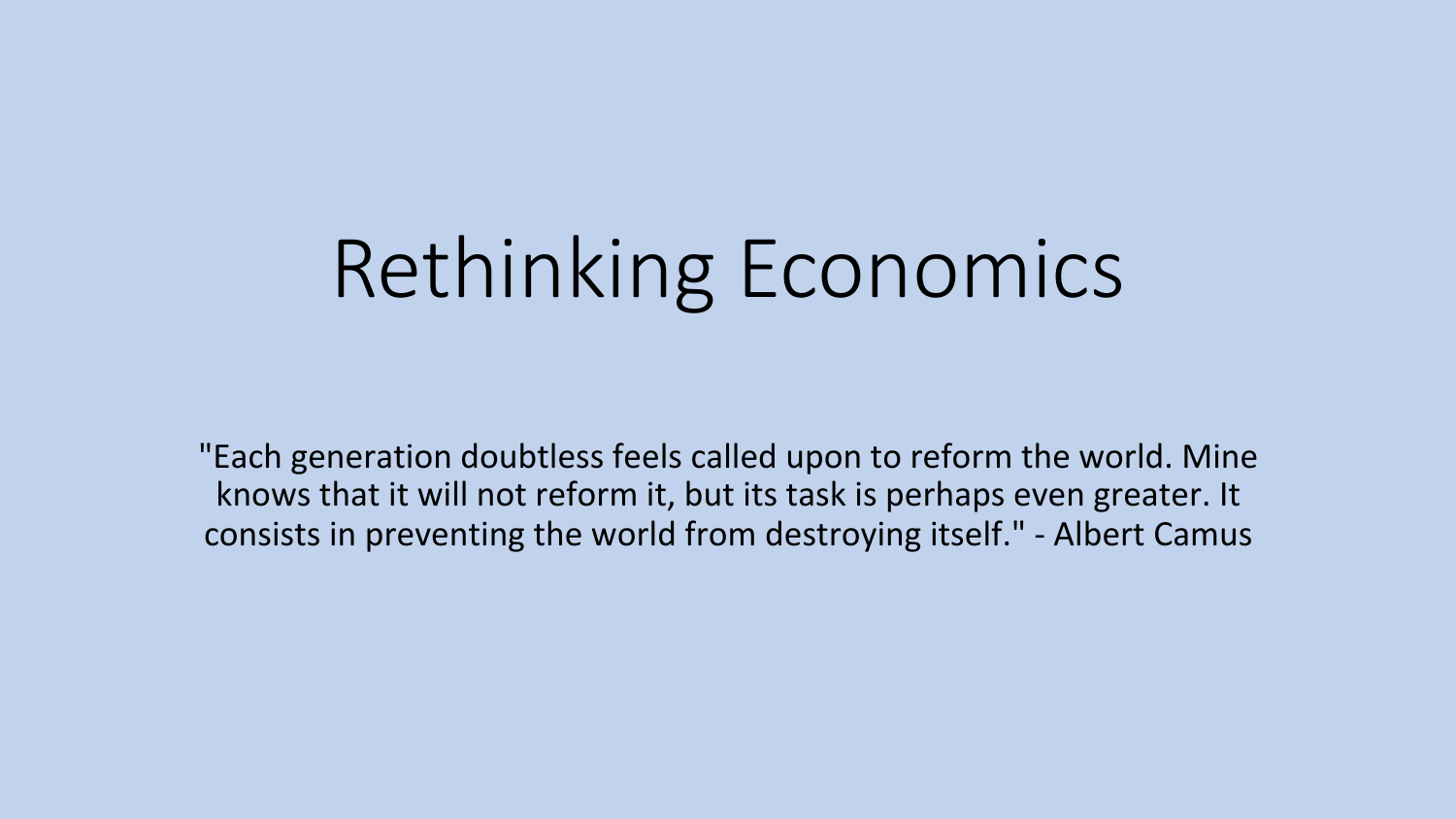# Rethinking Economics

"Each generation doubtless feels called upon to reform the world. Mine knows that it will not reform it, but its task is perhaps even greater. It consists in preventing the world from destroying itself." - Albert Camus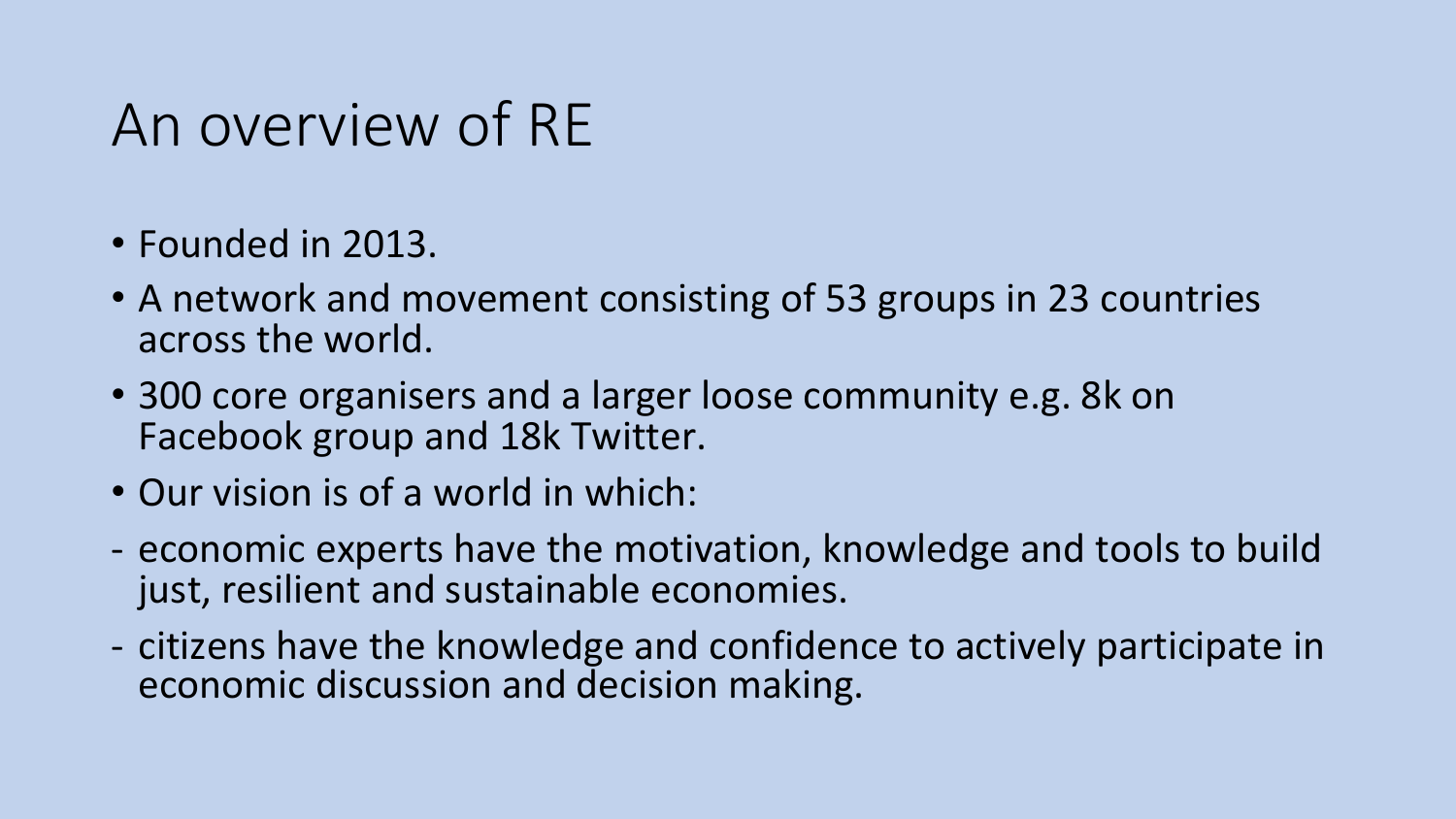# An overview of RE

- Founded in 2013.
- A network and movement consisting of 53 groups in 23 countries across the world.
- 300 core organisers and a larger loose community e.g. 8k on Facebook group and 18k Twitter.
- Our vision is of a world in which:

- economic experts have the motivation, knowledge and tools to build just, resilient and sustainable economies.
- citizens have the knowledge and confidence to actively participate in economic discussion and decision making.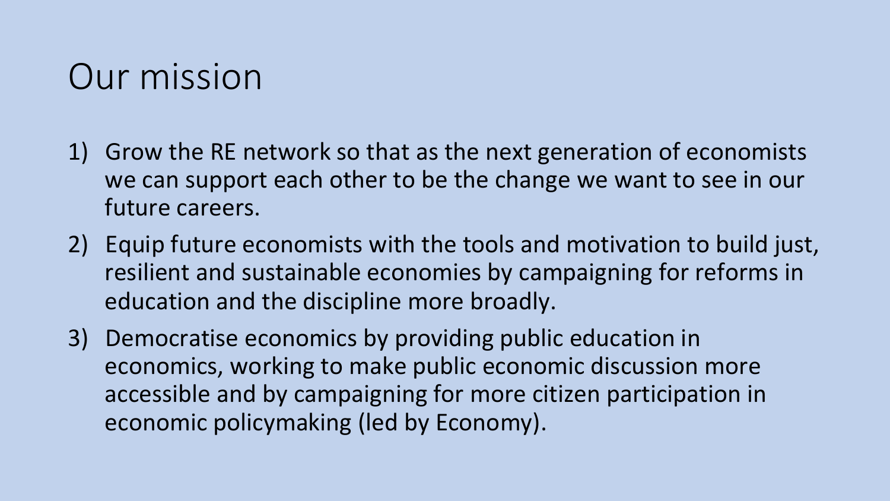# Our mission

1) Grow the RE network so that as the next generation of economists we can support each other to be the change we want to see in our future careers.
2) Equip future economists with the tools and motivation to build just, resilient and sustainable economies by campaigning for reforms in education and the discipline more broadly.
3) Democratise economics by providing public education in economics, working to make public economic discussion more accessible and by campaigning for more citizen participation in economic policymaking (led by Economy).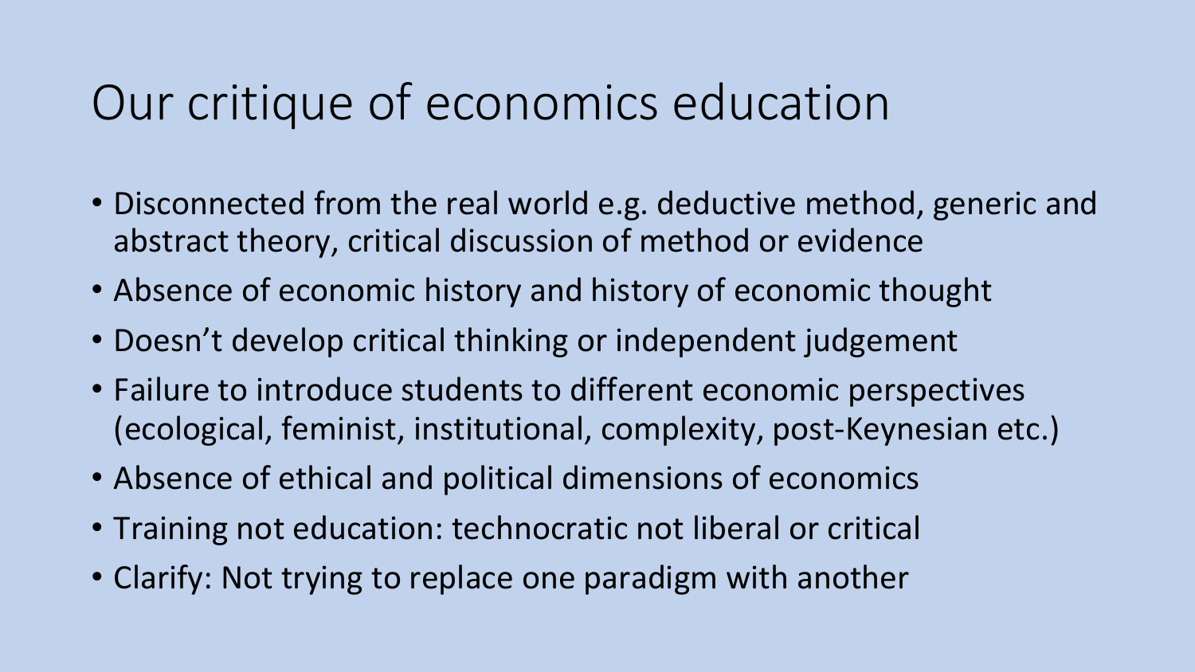# Our critique of economics education

- Disconnected from the real world e.g. deductive method, generic and abstract theory, critical discussion of method or evidence
- Absence of economic history and history of economic thought
- Doesn't develop critical thinking or independent judgement
- Failure to introduce students to different economic perspectives (ecological, feminist, institutional, complexity, post-Keynesian etc.)
- Absence of ethical and political dimensions of economics
- Training not education: technocratic not liberal or critical
- Clarify: Not trying to replace one paradigm with another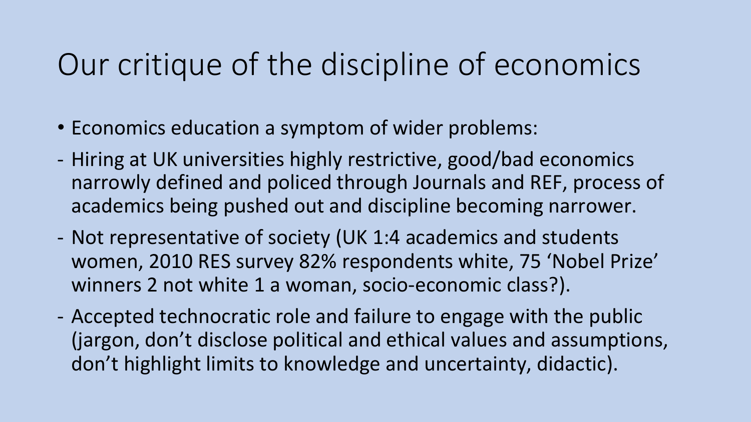# Our critique of the discipline of economics

- Economics education a symptom of wider problems:
- Hiring at UK universities highly restrictive, good/bad economics narrowly defined and policed through Journals and REF, process of academics being pushed out and discipline becoming narrower.
- Not representative of society (UK 1:4 academics and students women, 2010 RES survey 82% respondents white, 75 'Nobel Prize' winners 2 not white 1 a woman, socio-economic class?).
- Accepted technocratic role and failure to engage with the public (jargon, don't disclose political and ethical values and assumptions, don't highlight limits to knowledge and uncertainty, didactic).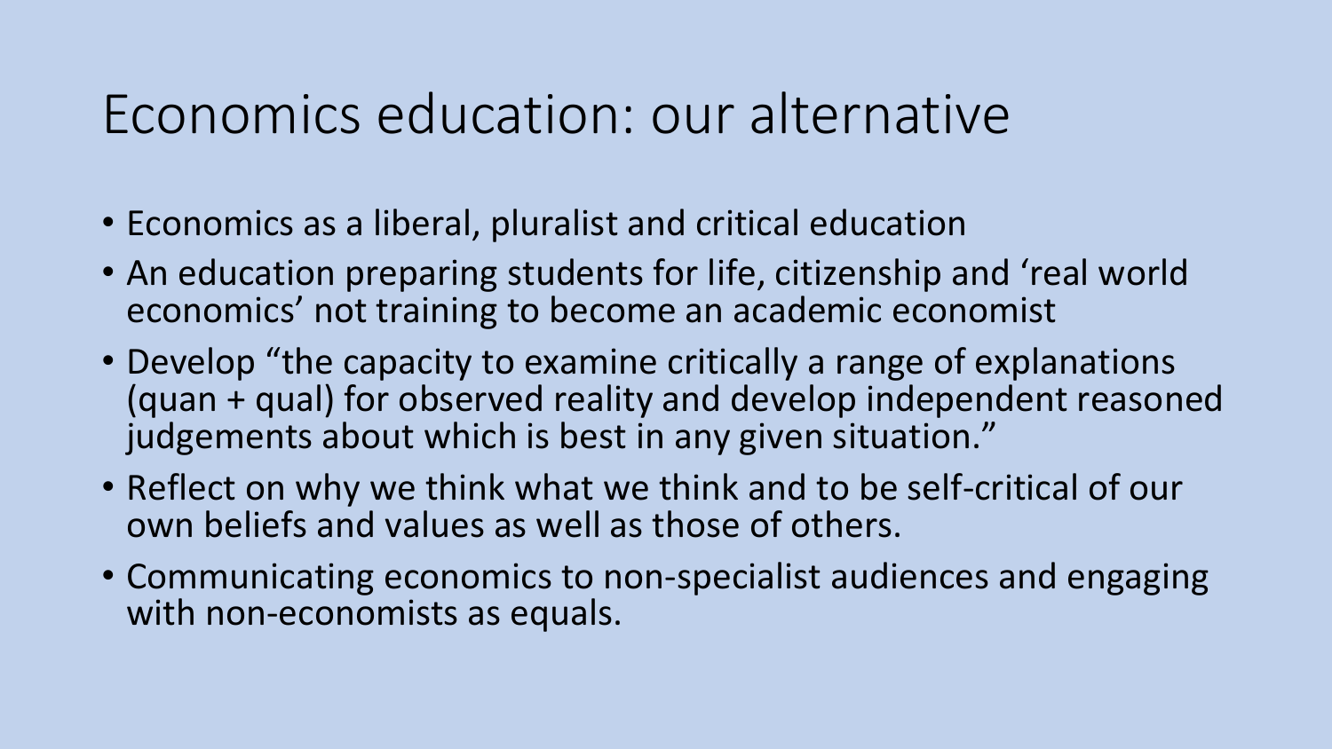# Economics education: our alternative

- Economics as a liberal, pluralist and critical education
- An education preparing students for life, citizenship and 'real world economics' not training to become an academic economist
- Develop "the capacity to examine critically a range of explanations (quan + qual) for observed reality and develop independent reasoned judgements about which is best in any given situation."
- Reflect on why we think what we think and to be self-critical of our own beliefs and values as well as those of others.
- Communicating economics to non-specialist audiences and engaging with non-economists as equals.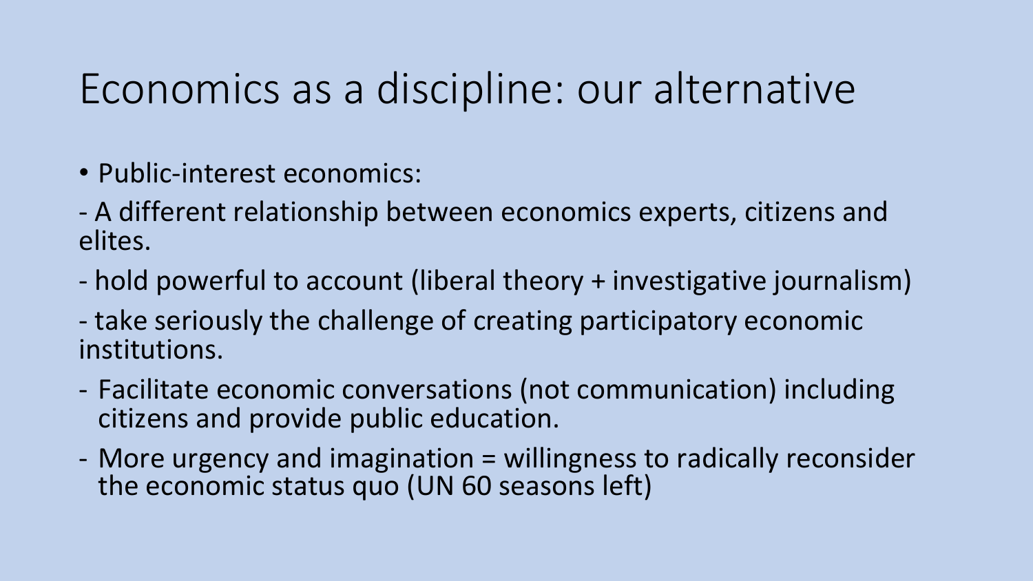# Economics as a discipline: our alternative

- Public-interest economics:

- A different relationship between economics experts, citizens and elites.

- hold powerful to account (liberal theory + investigative journalism)

- take seriously the challenge of creating participatory economic institutions.

- Facilitate economic conversations (not communication) including citizens and provide public education.
- More urgency and imagination = willingness to radically reconsider the economic status quo (UN 60 seasons left)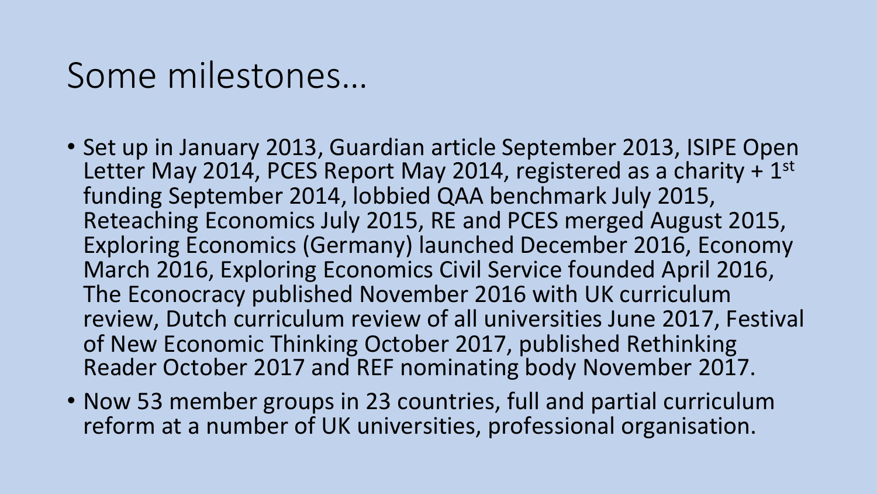# Some milestones…

- Set up in January 2013, Guardian article September 2013, ISIPE Open Letter May 2014, PCES Report May 2014, registered as a charity + 1st funding September 2014, lobbied QAA benchmark July 2015, Reteaching Economics July 2015, RE and PCES merged August 2015, Exploring Economics (Germany) launched December 2016, Economy March 2016, Exploring Economics Civil Service founded April 2016, The Econocracy published November 2016 with UK curriculum review, Dutch curriculum review of all universities June 2017, Festival of New Economic Thinking October 2017, published Rethinking Reader October 2017 and REF nominating body November 2017.
- Now 53 member groups in 23 countries, full and partial curriculum reform at a number of UK universities, professional organisation.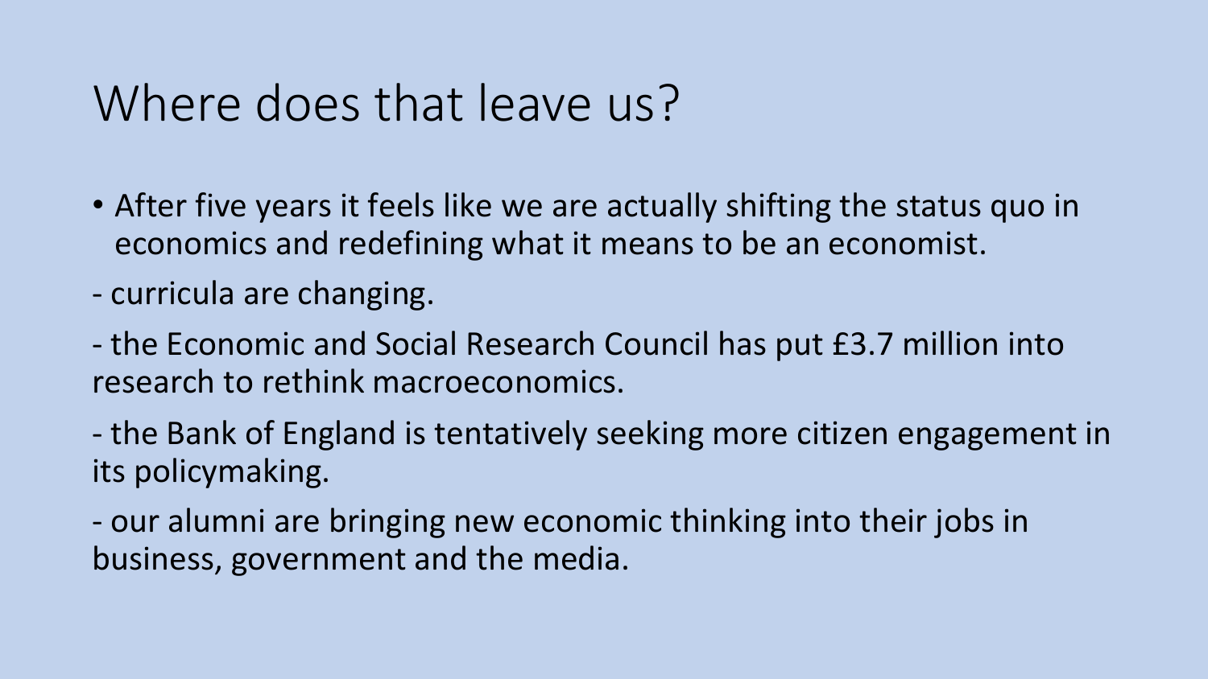# Where does that leave us?

- After five years it feels like we are actually shifting the status quo in economics and redefining what it means to be an economist.

- curricula are changing.

- the Economic and Social Research Council has put £3.7 million into research to rethink macroeconomics.

- the Bank of England is tentatively seeking more citizen engagement in its policymaking.

- our alumni are bringing new economic thinking into their jobs in business, government and the media.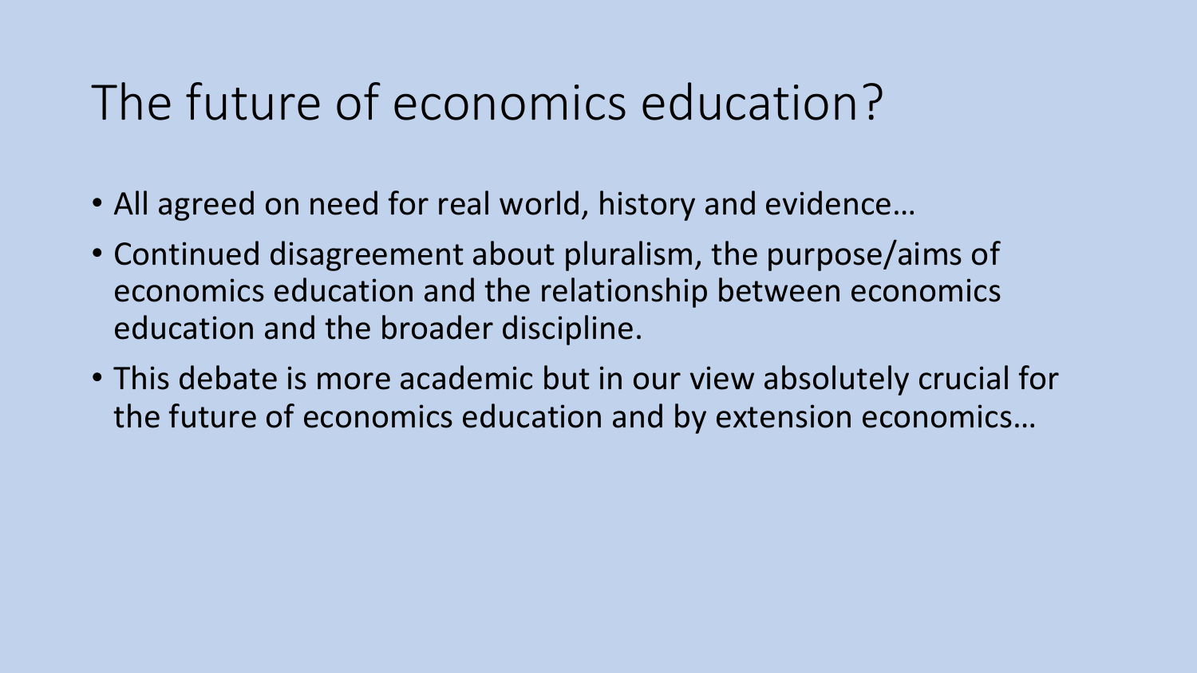# The future of economics education?

- All agreed on need for real world, history and evidence…
- Continued disagreement about pluralism, the purpose/aims of economics education and the relationship between economics education and the broader discipline.
- This debate is more academic but in our view absolutely crucial for the future of economics education and by extension economics…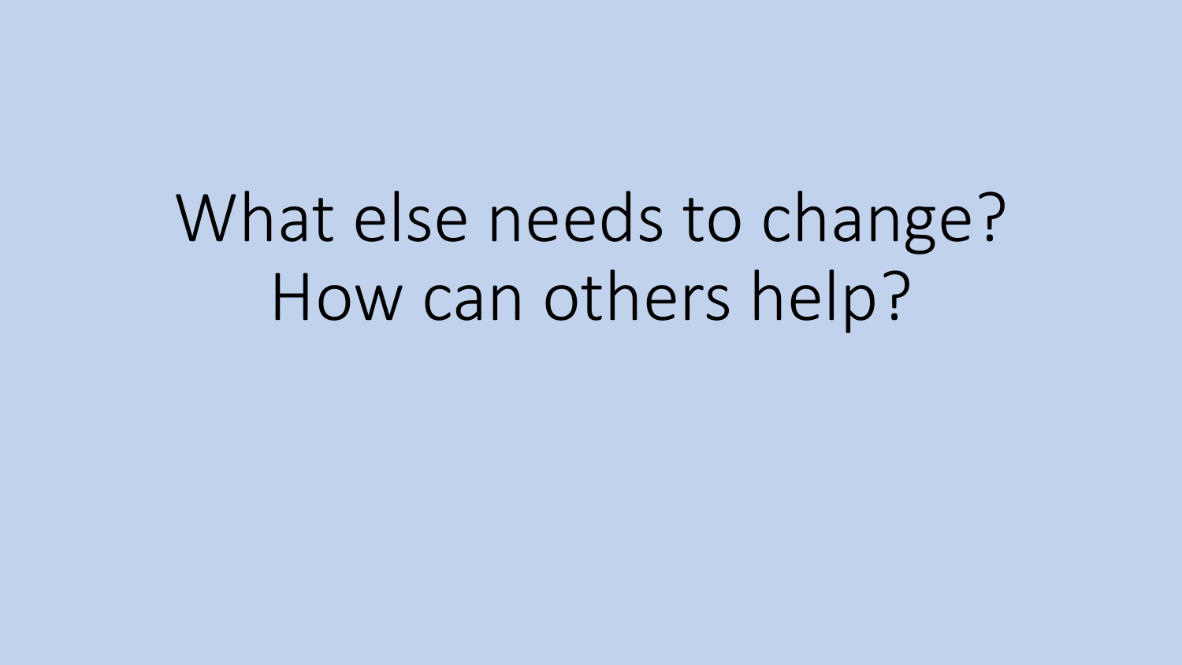# What else needs to change?
# How can others help?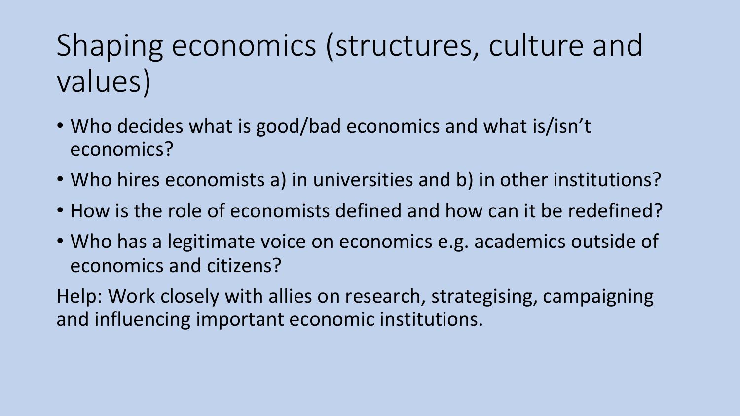# Shaping economics (structures, culture and values)

- Who decides what is good/bad economics and what is/isn't economics?
- Who hires economists a) in universities and b) in other institutions?
- How is the role of economists defined and how can it be redefined?
- Who has a legitimate voice on economics e.g. academics outside of economics and citizens?

Help: Work closely with allies on research, strategising, campaigning and influencing important economic institutions.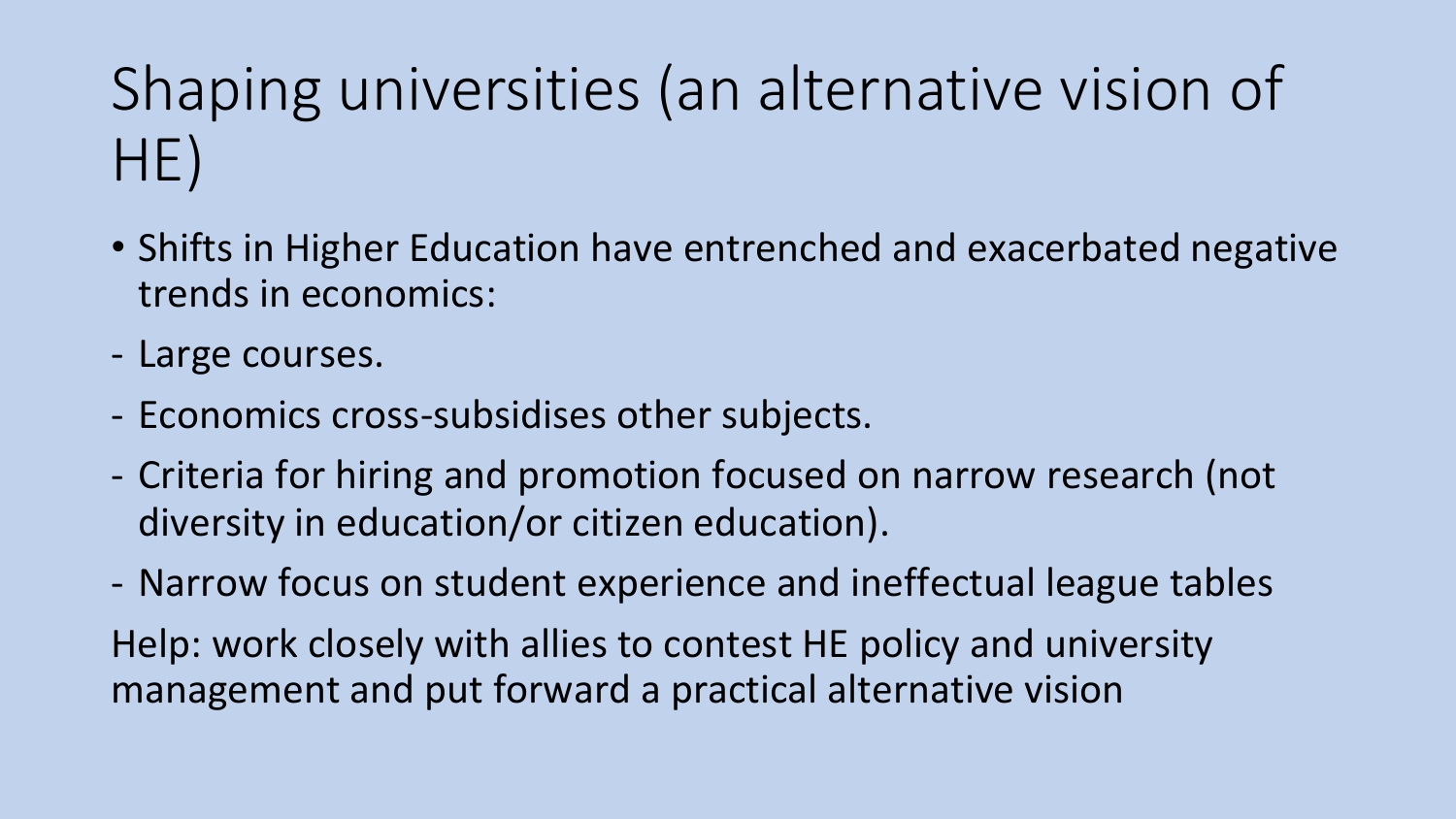# Shaping universities (an alternative vision of HE)

- Shifts in Higher Education have entrenched and exacerbated negative trends in economics:

- Large courses.
- Economics cross-subsidises other subjects.
- Criteria for hiring and promotion focused on narrow research (not diversity in education/or citizen education).
- Narrow focus on student experience and ineffectual league tables

Help: work closely with allies to contest HE policy and university management and put forward a practical alternative vision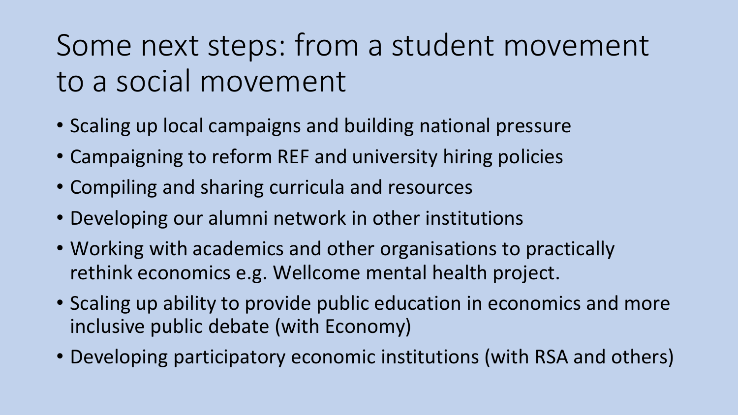# Some next steps: from a student movement to a social movement

- Scaling up local campaigns and building national pressure
- Campaigning to reform REF and university hiring policies
- Compiling and sharing curricula and resources
- Developing our alumni network in other institutions
- Working with academics and other organisations to practically rethink economics e.g. Wellcome mental health project.
- Scaling up ability to provide public education in economics and more inclusive public debate (with Economy)
- Developing participatory economic institutions (with RSA and others)